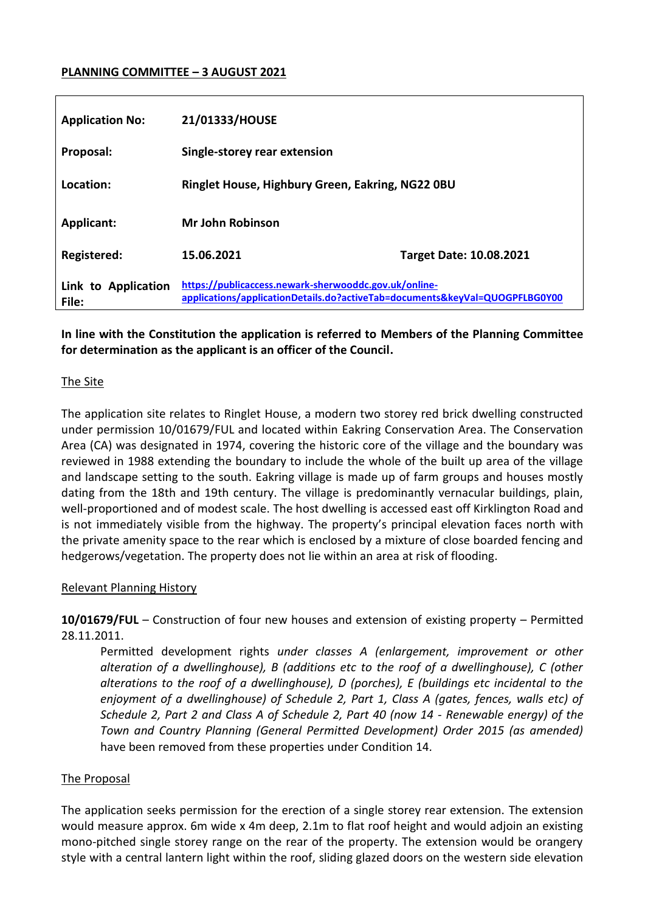**PLANNING COMMITTEE – 3 AUGUST 2021**

| | | |
|---|---|---|
| **Application No:** | **21/01333/HOUSE** | |
| **Proposal:** | **Single-storey rear extension** | |
| **Location:** | **Ringlet House, Highbury Green, Eakring, NG22 0BU** | |
| **Applicant:** | **Mr John Robinson** | |
| **Registered:** | **15.06.2021** | **Target Date: 10.08.2021** |
| **Link to Application File:** | **https://publicaccess.newark-sherwooddc.gov.uk/online-applications/applicationDetails.do?activeTab=documents&keyVal=QUOGPFLBG0Y00** | |

**In line with the Constitution the application is referred to Members of the Planning Committee for determination as the applicant is an officer of the Council.**

## The Site

The application site relates to Ringlet House, a modern two storey red brick dwelling constructed under permission 10/01679/FUL and located within Eakring Conservation Area. The Conservation Area (CA) was designated in 1974, covering the historic core of the village and the boundary was reviewed in 1988 extending the boundary to include the whole of the built up area of the village and landscape setting to the south. Eakring village is made up of farm groups and houses mostly dating from the 18th and 19th century. The village is predominantly vernacular buildings, plain, well-proportioned and of modest scale. The host dwelling is accessed east off Kirklington Road and is not immediately visible from the highway. The property's principal elevation faces north with the private amenity space to the rear which is enclosed by a mixture of close boarded fencing and hedgerows/vegetation. The property does not lie within an area at risk of flooding.

## Relevant Planning History

**10/01679/FUL** – Construction of four new houses and extension of existing property – Permitted 28.11.2011.

> Permitted development rights *under classes A (enlargement, improvement or other alteration of a dwellinghouse), B (additions etc to the roof of a dwellinghouse), C (other alterations to the roof of a dwellinghouse), D (porches), E (buildings etc incidental to the enjoyment of a dwellinghouse) of Schedule 2, Part 1, Class A (gates, fences, walls etc) of Schedule 2, Part 2 and Class A of Schedule 2, Part 40 (now 14 - Renewable energy) of the Town and Country Planning (General Permitted Development) Order 2015 (as amended)* have been removed from these properties under Condition 14.

## The Proposal

The application seeks permission for the erection of a single storey rear extension. The extension would measure approx. 6m wide x 4m deep, 2.1m to flat roof height and would adjoin an existing mono-pitched single storey range on the rear of the property. The extension would be orangery style with a central lantern light within the roof, sliding glazed doors on the western side elevation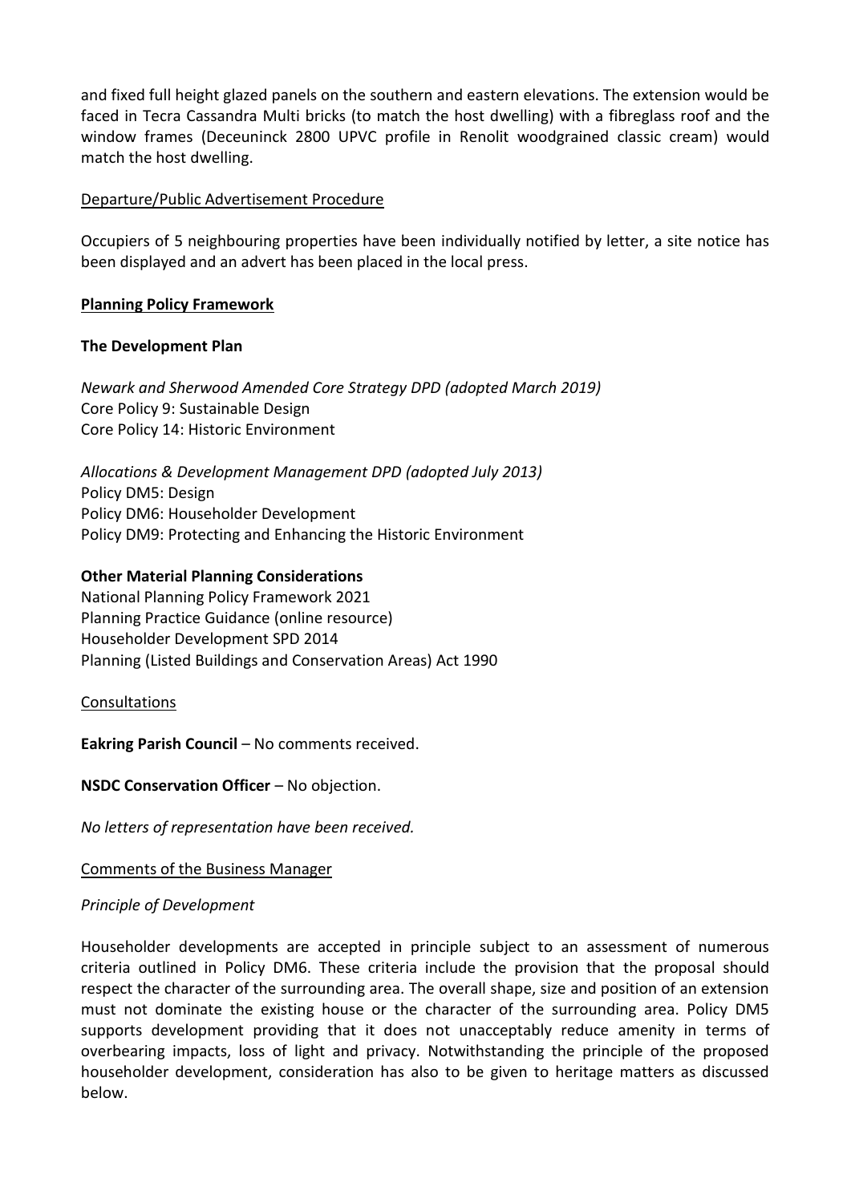and fixed full height glazed panels on the southern and eastern elevations. The extension would be faced in Tecra Cassandra Multi bricks (to match the host dwelling) with a fibreglass roof and the window frames (Deceuninck 2800 UPVC profile in Renolit woodgrained classic cream) would match the host dwelling.

Departure/Public Advertisement Procedure

Occupiers of 5 neighbouring properties have been individually notified by letter, a site notice has been displayed and an advert has been placed in the local press.

**Planning Policy Framework**

**The Development Plan**

*Newark and Sherwood Amended Core Strategy DPD (adopted March 2019)*
Core Policy 9: Sustainable Design
Core Policy 14: Historic Environment

*Allocations & Development Management DPD (adopted July 2013)*
Policy DM5: Design
Policy DM6: Householder Development
Policy DM9: Protecting and Enhancing the Historic Environment

**Other Material Planning Considerations**
National Planning Policy Framework 2021
Planning Practice Guidance (online resource)
Householder Development SPD 2014
Planning (Listed Buildings and Conservation Areas) Act 1990

Consultations

**Eakring Parish Council** – No comments received.

**NSDC Conservation Officer** – No objection.

*No letters of representation have been received.*

Comments of the Business Manager

*Principle of Development*

Householder developments are accepted in principle subject to an assessment of numerous criteria outlined in Policy DM6. These criteria include the provision that the proposal should respect the character of the surrounding area. The overall shape, size and position of an extension must not dominate the existing house or the character of the surrounding area. Policy DM5 supports development providing that it does not unacceptably reduce amenity in terms of overbearing impacts, loss of light and privacy. Notwithstanding the principle of the proposed householder development, consideration has also to be given to heritage matters as discussed below.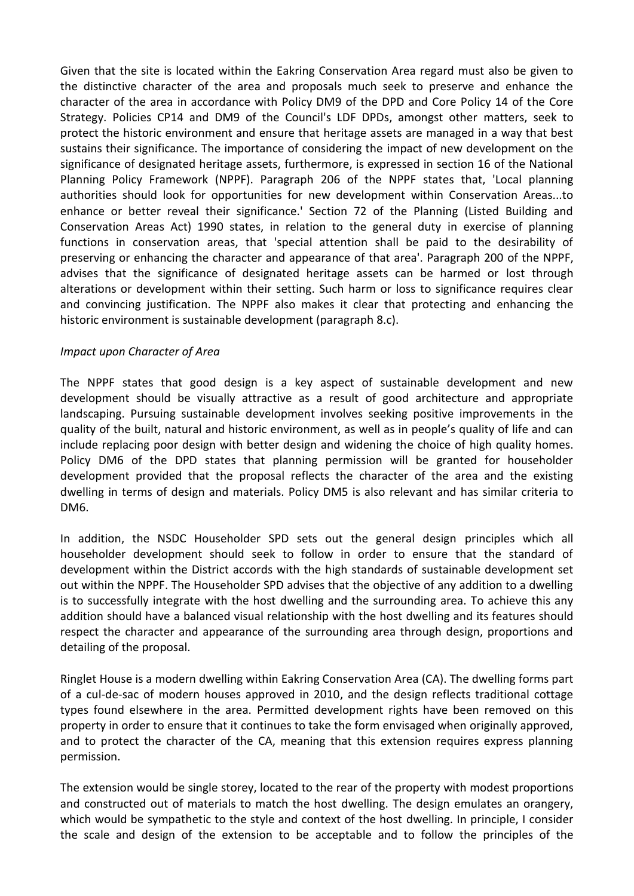Given that the site is located within the Eakring Conservation Area regard must also be given to the distinctive character of the area and proposals much seek to preserve and enhance the character of the area in accordance with Policy DM9 of the DPD and Core Policy 14 of the Core Strategy. Policies CP14 and DM9 of the Council's LDF DPDs, amongst other matters, seek to protect the historic environment and ensure that heritage assets are managed in a way that best sustains their significance. The importance of considering the impact of new development on the significance of designated heritage assets, furthermore, is expressed in section 16 of the National Planning Policy Framework (NPPF). Paragraph 206 of the NPPF states that, 'Local planning authorities should look for opportunities for new development within Conservation Areas...to enhance or better reveal their significance.' Section 72 of the Planning (Listed Building and Conservation Areas Act) 1990 states, in relation to the general duty in exercise of planning functions in conservation areas, that 'special attention shall be paid to the desirability of preserving or enhancing the character and appearance of that area'. Paragraph 200 of the NPPF, advises that the significance of designated heritage assets can be harmed or lost through alterations or development within their setting. Such harm or loss to significance requires clear and convincing justification. The NPPF also makes it clear that protecting and enhancing the historic environment is sustainable development (paragraph 8.c).

*Impact upon Character of Area*

The NPPF states that good design is a key aspect of sustainable development and new development should be visually attractive as a result of good architecture and appropriate landscaping. Pursuing sustainable development involves seeking positive improvements in the quality of the built, natural and historic environment, as well as in people's quality of life and can include replacing poor design with better design and widening the choice of high quality homes. Policy DM6 of the DPD states that planning permission will be granted for householder development provided that the proposal reflects the character of the area and the existing dwelling in terms of design and materials. Policy DM5 is also relevant and has similar criteria to DM6.

In addition, the NSDC Householder SPD sets out the general design principles which all householder development should seek to follow in order to ensure that the standard of development within the District accords with the high standards of sustainable development set out within the NPPF. The Householder SPD advises that the objective of any addition to a dwelling is to successfully integrate with the host dwelling and the surrounding area. To achieve this any addition should have a balanced visual relationship with the host dwelling and its features should respect the character and appearance of the surrounding area through design, proportions and detailing of the proposal.

Ringlet House is a modern dwelling within Eakring Conservation Area (CA). The dwelling forms part of a cul-de-sac of modern houses approved in 2010, and the design reflects traditional cottage types found elsewhere in the area. Permitted development rights have been removed on this property in order to ensure that it continues to take the form envisaged when originally approved, and to protect the character of the CA, meaning that this extension requires express planning permission.

The extension would be single storey, located to the rear of the property with modest proportions and constructed out of materials to match the host dwelling. The design emulates an orangery, which would be sympathetic to the style and context of the host dwelling. In principle, I consider the scale and design of the extension to be acceptable and to follow the principles of the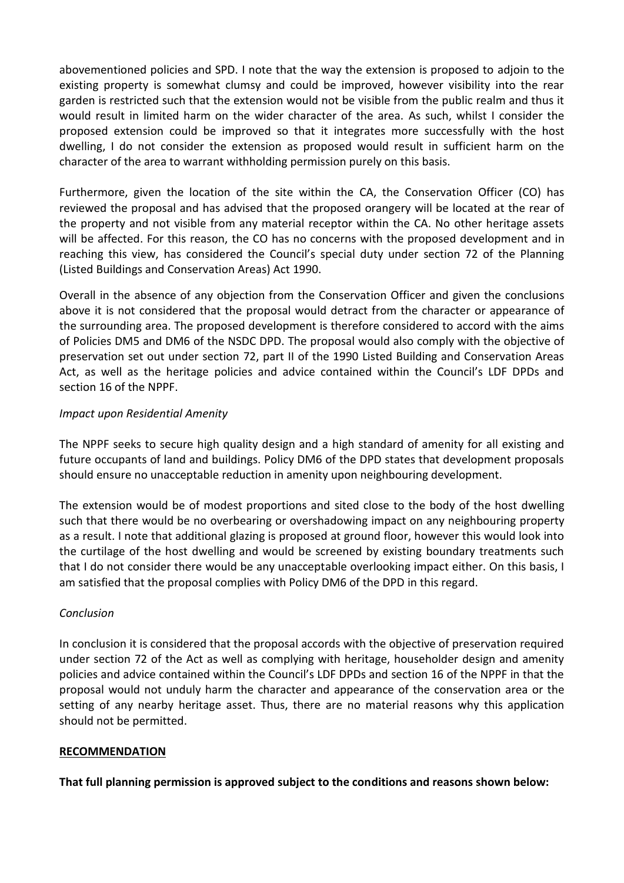abovementioned policies and SPD. I note that the way the extension is proposed to adjoin to the existing property is somewhat clumsy and could be improved, however visibility into the rear garden is restricted such that the extension would not be visible from the public realm and thus it would result in limited harm on the wider character of the area. As such, whilst I consider the proposed extension could be improved so that it integrates more successfully with the host dwelling, I do not consider the extension as proposed would result in sufficient harm on the character of the area to warrant withholding permission purely on this basis.

Furthermore, given the location of the site within the CA, the Conservation Officer (CO) has reviewed the proposal and has advised that the proposed orangery will be located at the rear of the property and not visible from any material receptor within the CA. No other heritage assets will be affected. For this reason, the CO has no concerns with the proposed development and in reaching this view, has considered the Council's special duty under section 72 of the Planning (Listed Buildings and Conservation Areas) Act 1990.

Overall in the absence of any objection from the Conservation Officer and given the conclusions above it is not considered that the proposal would detract from the character or appearance of the surrounding area. The proposed development is therefore considered to accord with the aims of Policies DM5 and DM6 of the NSDC DPD. The proposal would also comply with the objective of preservation set out under section 72, part II of the 1990 Listed Building and Conservation Areas Act, as well as the heritage policies and advice contained within the Council's LDF DPDs and section 16 of the NPPF.

*Impact upon Residential Amenity*

The NPPF seeks to secure high quality design and a high standard of amenity for all existing and future occupants of land and buildings. Policy DM6 of the DPD states that development proposals should ensure no unacceptable reduction in amenity upon neighbouring development.

The extension would be of modest proportions and sited close to the body of the host dwelling such that there would be no overbearing or overshadowing impact on any neighbouring property as a result. I note that additional glazing is proposed at ground floor, however this would look into the curtilage of the host dwelling and would be screened by existing boundary treatments such that I do not consider there would be any unacceptable overlooking impact either. On this basis, I am satisfied that the proposal complies with Policy DM6 of the DPD in this regard.

*Conclusion*

In conclusion it is considered that the proposal accords with the objective of preservation required under section 72 of the Act as well as complying with heritage, householder design and amenity policies and advice contained within the Council's LDF DPDs and section 16 of the NPPF in that the proposal would not unduly harm the character and appearance of the conservation area or the setting of any nearby heritage asset. Thus, there are no material reasons why this application should not be permitted.

**RECOMMENDATION**

**That full planning permission is approved subject to the conditions and reasons shown below:**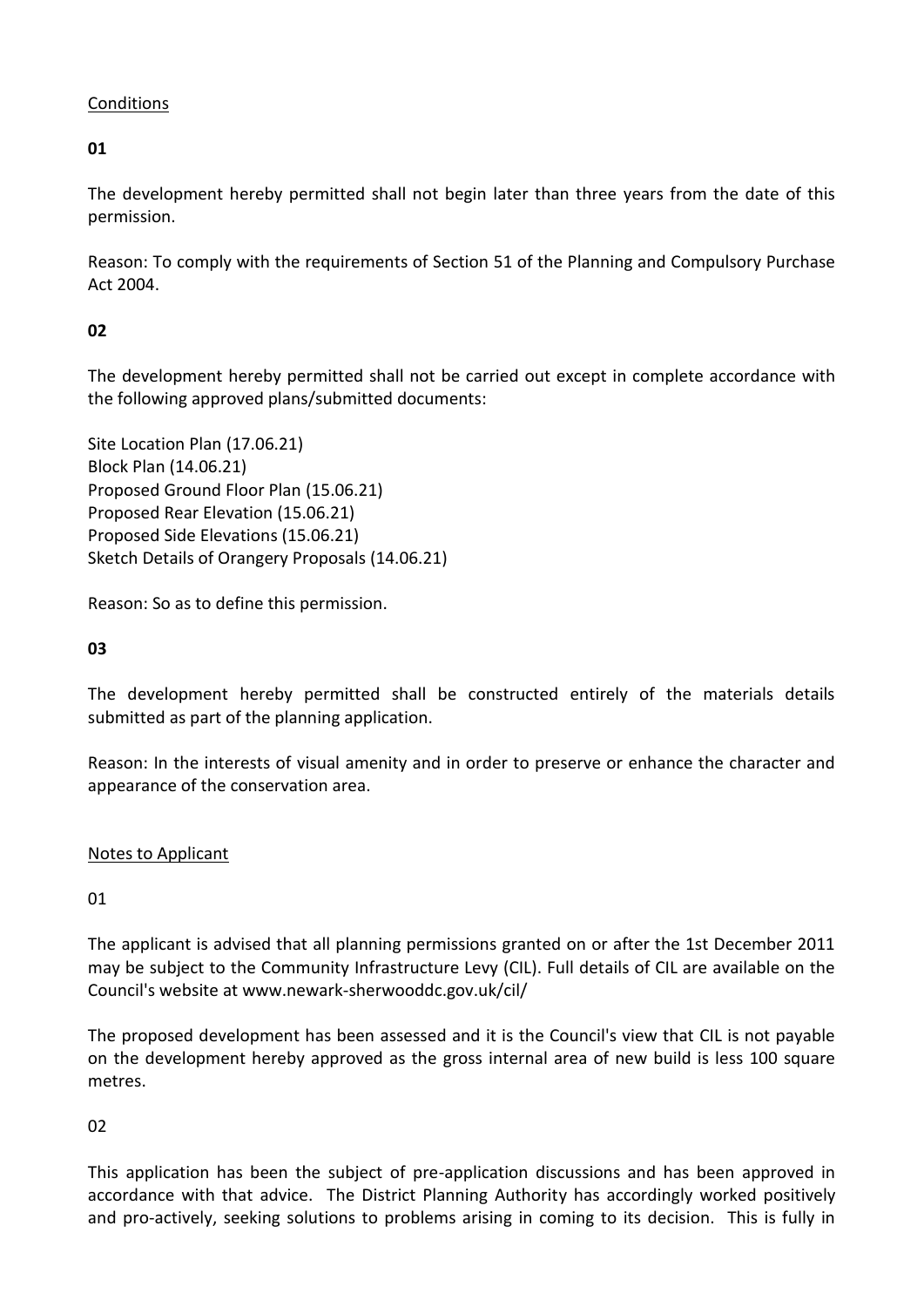Conditions

**01**

The development hereby permitted shall not begin later than three years from the date of this permission.

Reason: To comply with the requirements of Section 51 of the Planning and Compulsory Purchase Act 2004.

**02**

The development hereby permitted shall not be carried out except in complete accordance with the following approved plans/submitted documents:

Site Location Plan (17.06.21)
Block Plan (14.06.21)
Proposed Ground Floor Plan (15.06.21)
Proposed Rear Elevation (15.06.21)
Proposed Side Elevations (15.06.21)
Sketch Details of Orangery Proposals (14.06.21)

Reason: So as to define this permission.

**03**

The development hereby permitted shall be constructed entirely of the materials details submitted as part of the planning application.

Reason: In the interests of visual amenity and in order to preserve or enhance the character and appearance of the conservation area.

Notes to Applicant

01

The applicant is advised that all planning permissions granted on or after the 1st December 2011 may be subject to the Community Infrastructure Levy (CIL). Full details of CIL are available on the Council's website at www.newark-sherwooddc.gov.uk/cil/

The proposed development has been assessed and it is the Council's view that CIL is not payable on the development hereby approved as the gross internal area of new build is less 100 square metres.

02

This application has been the subject of pre-application discussions and has been approved in accordance with that advice. The District Planning Authority has accordingly worked positively and pro-actively, seeking solutions to problems arising in coming to its decision. This is fully in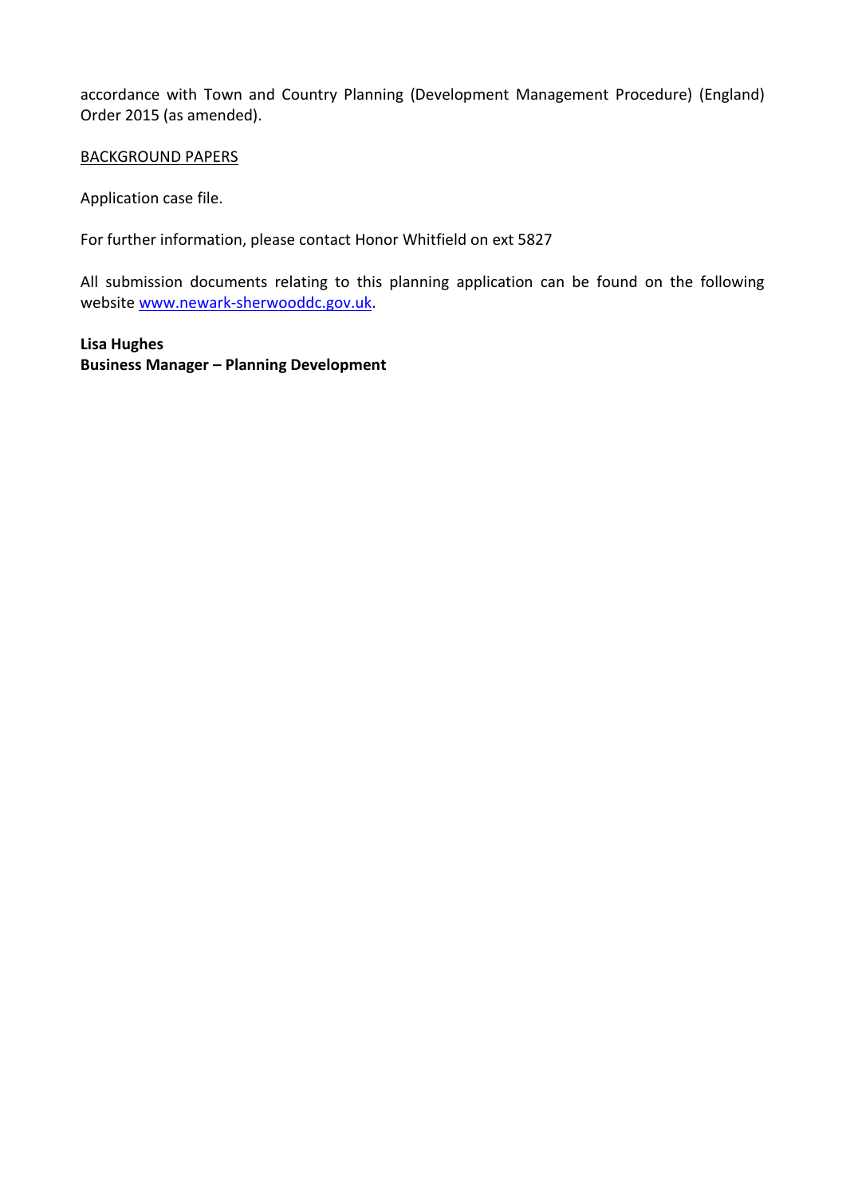accordance with Town and Country Planning (Development Management Procedure) (England) Order 2015 (as amended).

BACKGROUND PAPERS

Application case file.

For further information, please contact Honor Whitfield on ext 5827

All submission documents relating to this planning application can be found on the following website [www.newark-sherwooddc.gov.uk](http://www.newark-sherwooddc.gov.uk).

**Lisa Hughes**
**Business Manager – Planning Development**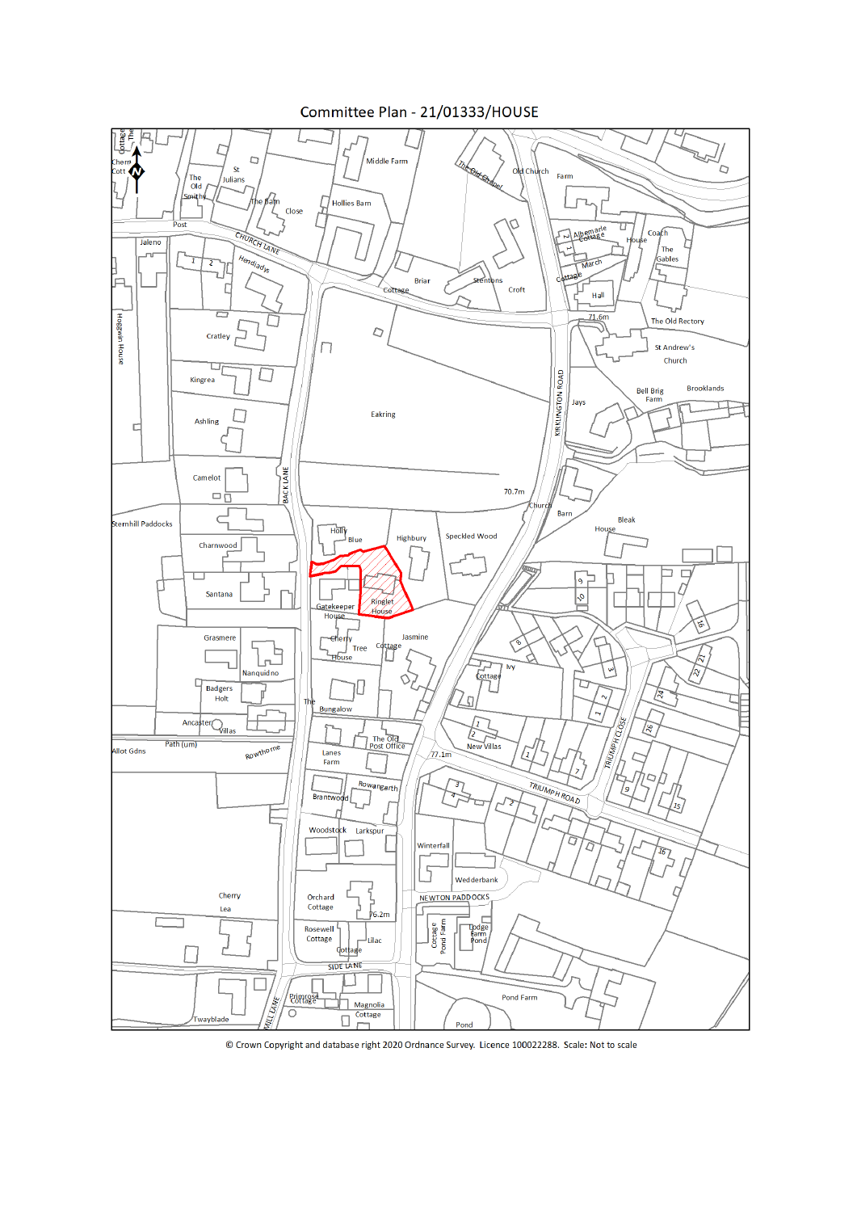# Committee Plan - 21/01333/HOUSE

© Crown Copyright and database right 2020 Ordnance Survey. Licence 100022288. Scale: Not to scale